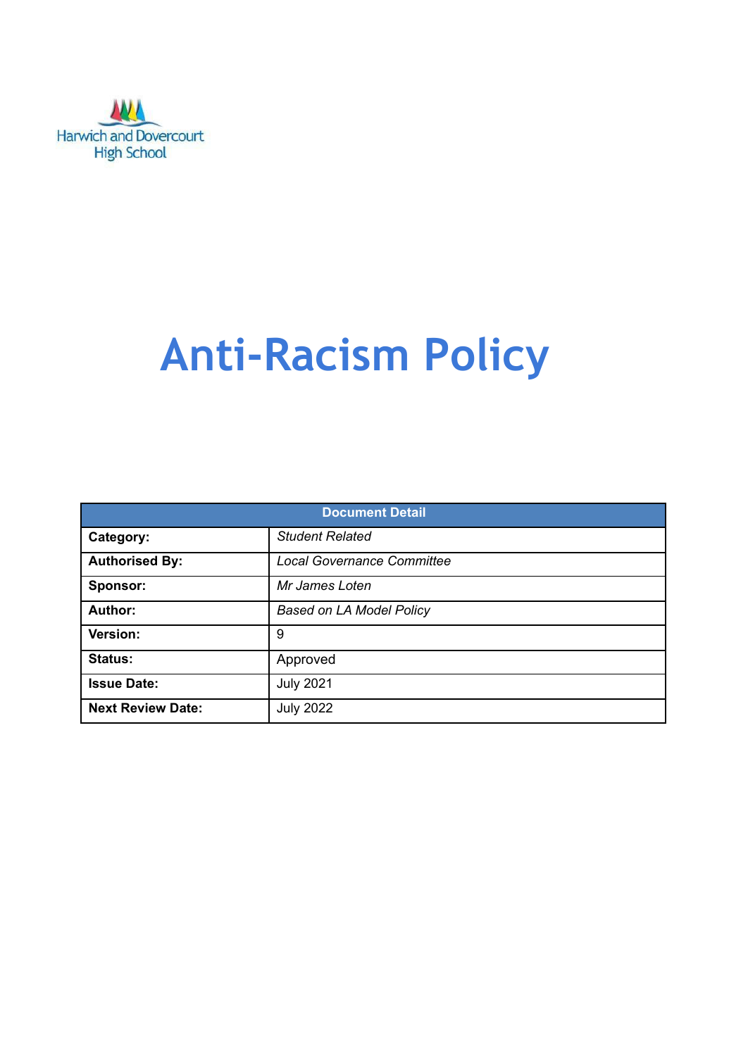Harwich and Dovercourt High School

# Anti-Racism Policy

| Document Detail | |
|---|---|
| **Category:** | *Student Related* |
| **Authorised By:** | *Local Governance Committee* |
| **Sponsor:** | *Mr James Loten* |
| **Author:** | *Based on LA Model Policy* |
| **Version:** | 9 |
| **Status:** | Approved |
| **Issue Date:** | July 2021 |
| **Next Review Date:** | July 2022 |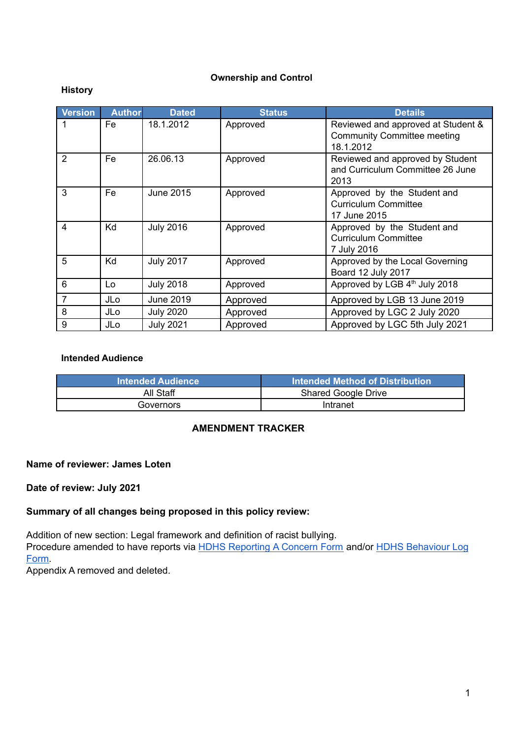## Ownership and Control

### History

| Version | Author | Dated | Status | Details |
|---|---|---|---|---|
| 1 | Fe | 18.1.2012 | Approved | Reviewed and approved at Student & Community Committee meeting 18.1.2012 |
| 2 | Fe | 26.06.13 | Approved | Reviewed and approved by Student and Curriculum Committee 26 June 2013 |
| 3 | Fe | June 2015 | Approved | Approved by the Student and Curriculum Committee 17 June 2015 |
| 4 | Kd | July 2016 | Approved | Approved by the Student and Curriculum Committee 7 July 2016 |
| 5 | Kd | July 2017 | Approved | Approved by the Local Governing Board 12 July 2017 |
| 6 | Lo | July 2018 | Approved | Approved by LGB 4th July 2018 |
| 7 | JLo | June 2019 | Approved | Approved by LGB 13 June 2019 |
| 8 | JLo | July 2020 | Approved | Approved by LGC 2 July 2020 |
| 9 | JLo | July 2021 | Approved | Approved by LGC 5th July 2021 |

### Intended Audience

| Intended Audience | Intended Method of Distribution |
|---|---|
| All Staff | Shared Google Drive |
| Governors | Intranet |

## AMENDMENT TRACKER

**Name of reviewer: James Loten**

**Date of review: July 2021**

**Summary of all changes being proposed in this policy review:**

Addition of new section: Legal framework and definition of racist bullying.
Procedure amended to have reports via HDHS Reporting A Concern Form and/or HDHS Behaviour Log Form.
Appendix A removed and deleted.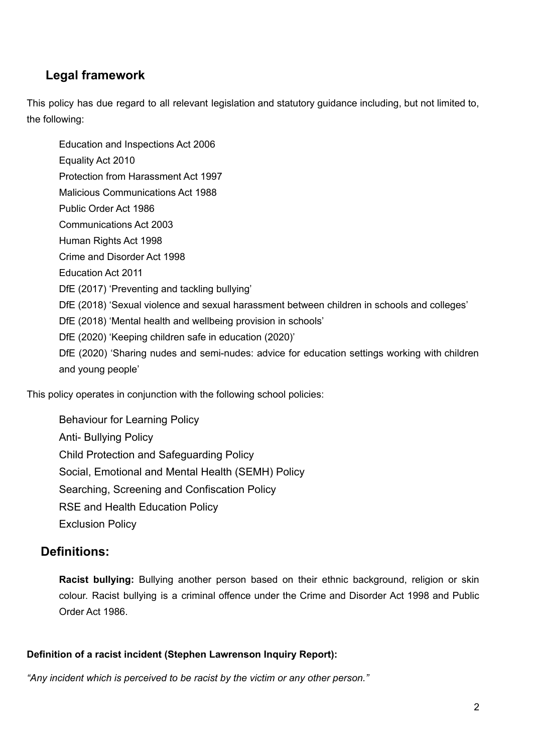## Legal framework

This policy has due regard to all relevant legislation and statutory guidance including, but not limited to, the following:

- Education and Inspections Act 2006
- Equality Act 2010
- Protection from Harassment Act 1997
- Malicious Communications Act 1988
- Public Order Act 1986
- Communications Act 2003
- Human Rights Act 1998
- Crime and Disorder Act 1998
- Education Act 2011
- DfE (2017) 'Preventing and tackling bullying'
- DfE (2018) 'Sexual violence and sexual harassment between children in schools and colleges'
- DfE (2018) 'Mental health and wellbeing provision in schools'
- DfE (2020) 'Keeping children safe in education (2020)'
- DfE (2020) 'Sharing nudes and semi-nudes: advice for education settings working with children and young people'

This policy operates in conjunction with the following school policies:

- Behaviour for Learning Policy
- Anti- Bullying Policy
- Child Protection and Safeguarding Policy
- Social, Emotional and Mental Health (SEMH) Policy
- Searching, Screening and Confiscation Policy
- RSE and Health Education Policy
- Exclusion Policy

## Definitions:

**Racist bullying:** Bullying another person based on their ethnic background, religion or skin colour. Racist bullying is a criminal offence under the Crime and Disorder Act 1998 and Public Order Act 1986.

**Definition of a racist incident (Stephen Lawrenson Inquiry Report):**

*"Any incident which is perceived to be racist by the victim or any other person."*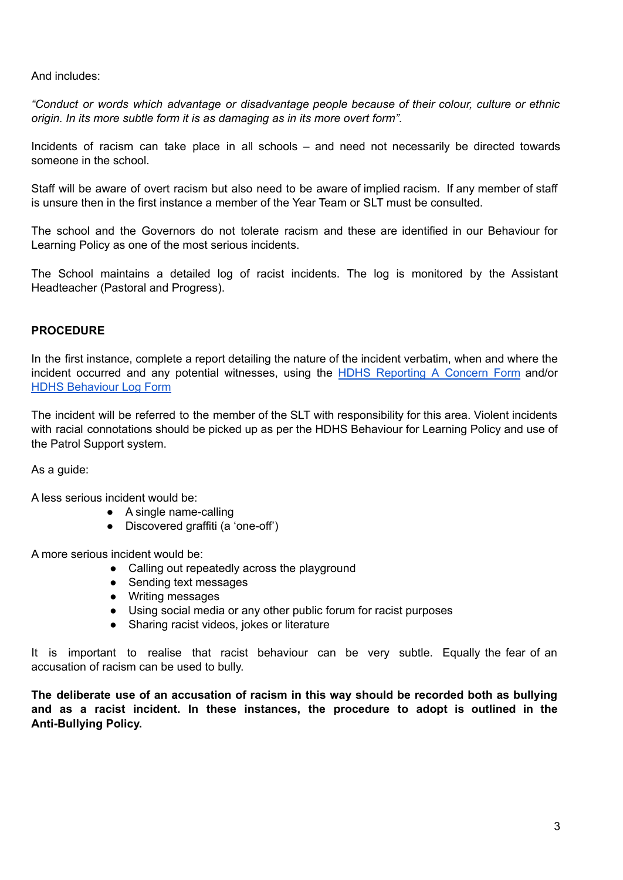And includes:

*"Conduct or words which advantage or disadvantage people because of their colour, culture or ethnic origin. In its more subtle form it is as damaging as in its more overt form".*

Incidents of racism can take place in all schools – and need not necessarily be directed towards someone in the school.

Staff will be aware of overt racism but also need to be aware of implied racism. If any member of staff is unsure then in the first instance a member of the Year Team or SLT must be consulted.

The school and the Governors do not tolerate racism and these are identified in our Behaviour for Learning Policy as one of the most serious incidents.

The School maintains a detailed log of racist incidents. The log is monitored by the Assistant Headteacher (Pastoral and Progress).

**PROCEDURE**

In the first instance, complete a report detailing the nature of the incident verbatim, when and where the incident occurred and any potential witnesses, using the HDHS Reporting A Concern Form and/or HDHS Behaviour Log Form

The incident will be referred to the member of the SLT with responsibility for this area. Violent incidents with racial connotations should be picked up as per the HDHS Behaviour for Learning Policy and use of the Patrol Support system.

As a guide:

A less serious incident would be:

- A single name-calling
- Discovered graffiti (a 'one-off')

A more serious incident would be:

- Calling out repeatedly across the playground
- Sending text messages
- Writing messages
- Using social media or any other public forum for racist purposes
- Sharing racist videos, jokes or literature

It is important to realise that racist behaviour can be very subtle. Equally the fear of an accusation of racism can be used to bully.

**The deliberate use of an accusation of racism in this way should be recorded both as bullying and as a racist incident. In these instances, the procedure to adopt is outlined in the Anti-Bullying Policy.**